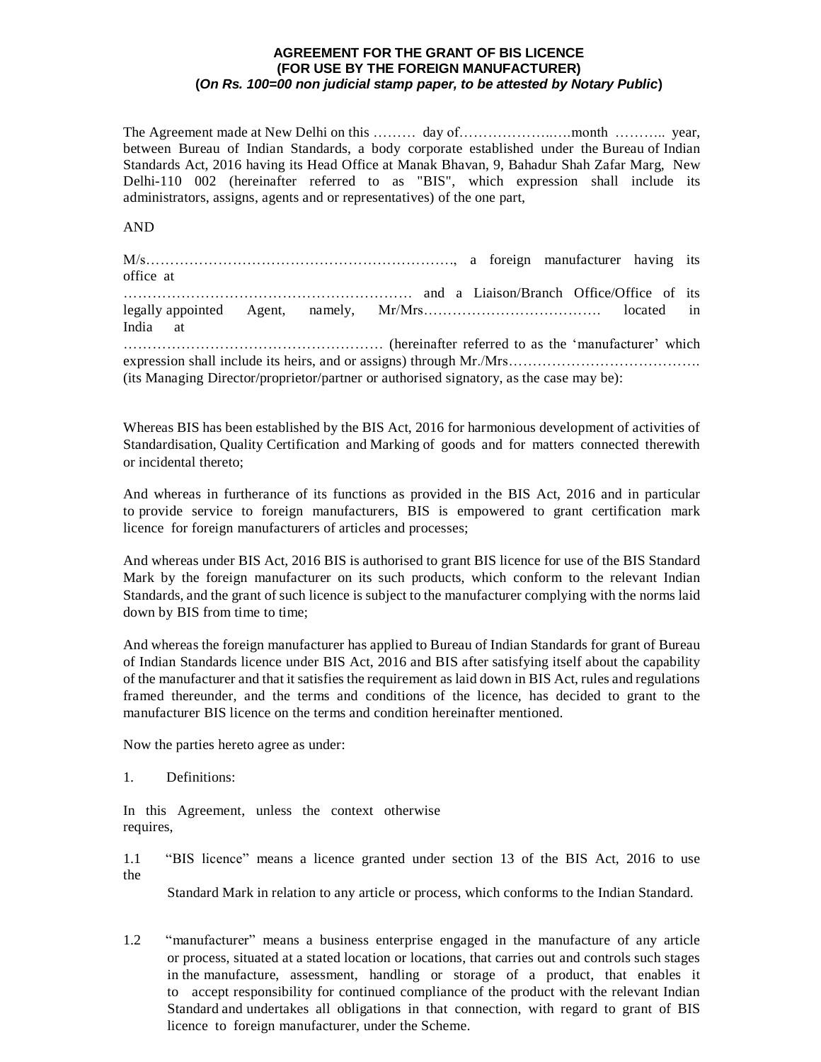**AGREEMENT FOR THE GRANT OF BIS LICENCE**
**(FOR USE BY THE FOREIGN MANUFACTURER)**
**(*On Rs. 100=00 non judicial stamp paper, to be attested by Notary Public*)**

The Agreement made at New Delhi on this ……… day of…………………..….month ……….. year, between Bureau of Indian Standards, a body corporate established under the Bureau of Indian Standards Act, 2016 having its Head Office at Manak Bhavan, 9, Bahadur Shah Zafar Marg, New Delhi-110 002 (hereinafter referred to as "BIS", which expression shall include its administrators, assigns, agents and or representatives) of the one part,

AND

M/s………………………………………………………., a foreign manufacturer having its office at …………………………………………………… and a Liaison/Branch Office/Office of its legally appointed Agent, namely, Mr/Mrs………………………………. located in India at ……………………………………………… (hereinafter referred to as the 'manufacturer' which expression shall include its heirs, and or assigns) through Mr./Mrs…………………………………. (its Managing Director/proprietor/partner or authorised signatory, as the case may be):

Whereas BIS has been established by the BIS Act, 2016 for harmonious development of activities of Standardisation, Quality Certification and Marking of goods and for matters connected therewith or incidental thereto;

And whereas in furtherance of its functions as provided in the BIS Act, 2016 and in particular to provide service to foreign manufacturers, BIS is empowered to grant certification mark licence for foreign manufacturers of articles and processes;

And whereas under BIS Act, 2016 BIS is authorised to grant BIS licence for use of the BIS Standard Mark by the foreign manufacturer on its such products, which conform to the relevant Indian Standards, and the grant of such licence is subject to the manufacturer complying with the norms laid down by BIS from time to time;

And whereas the foreign manufacturer has applied to Bureau of Indian Standards for grant of Bureau of Indian Standards licence under BIS Act, 2016 and BIS after satisfying itself about the capability of the manufacturer and that it satisfies the requirement as laid down in BIS Act, rules and regulations framed thereunder, and the terms and conditions of the licence, has decided to grant to the manufacturer BIS licence on the terms and condition hereinafter mentioned.

Now the parties hereto agree as under:

1. Definitions:

In this Agreement, unless the context otherwise requires,

1.1 "BIS licence" means a licence granted under section 13 of the BIS Act, 2016 to use the Standard Mark in relation to any article or process, which conforms to the Indian Standard.

1.2 "manufacturer" means a business enterprise engaged in the manufacture of any article or process, situated at a stated location or locations, that carries out and controls such stages in the manufacture, assessment, handling or storage of a product, that enables it to accept responsibility for continued compliance of the product with the relevant Indian Standard and undertakes all obligations in that connection, with regard to grant of BIS licence to foreign manufacturer, under the Scheme.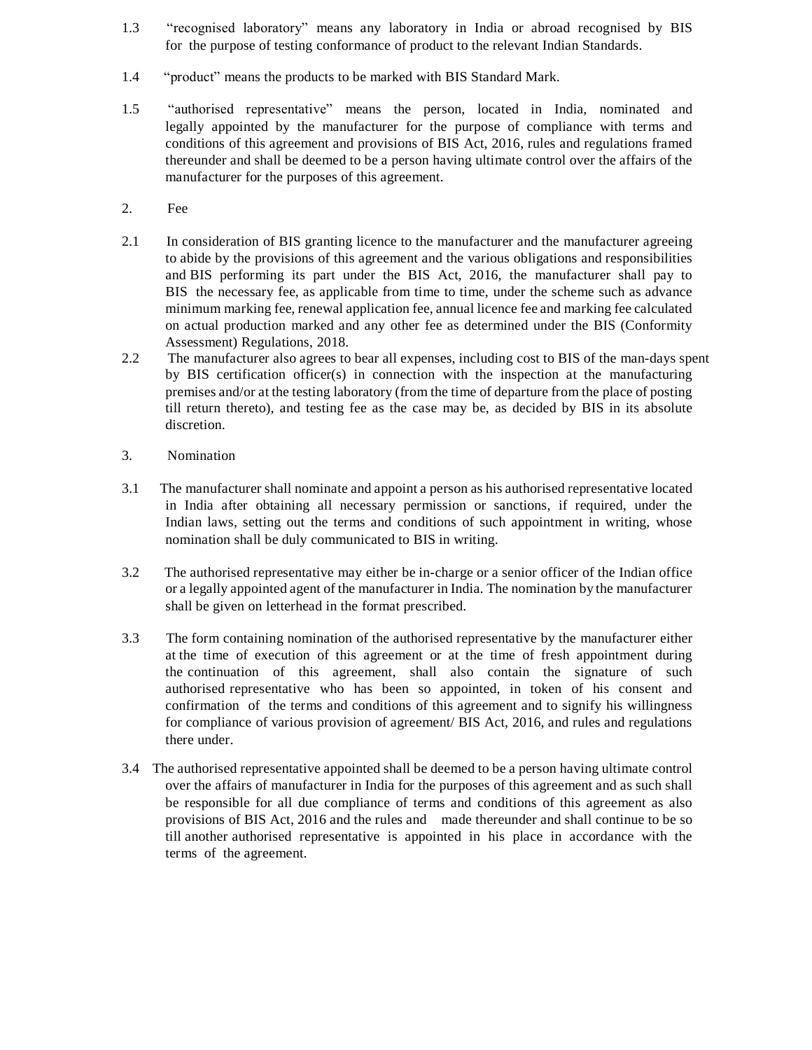1.3 "recognised laboratory" means any laboratory in India or abroad recognised by BIS for the purpose of testing conformance of product to the relevant Indian Standards.

1.4 "product" means the products to be marked with BIS Standard Mark.

1.5 "authorised representative" means the person, located in India, nominated and legally appointed by the manufacturer for the purpose of compliance with terms and conditions of this agreement and provisions of BIS Act, 2016, rules and regulations framed thereunder and shall be deemed to be a person having ultimate control over the affairs of the manufacturer for the purposes of this agreement.

2. Fee

2.1 In consideration of BIS granting licence to the manufacturer and the manufacturer agreeing to abide by the provisions of this agreement and the various obligations and responsibilities and BIS performing its part under the BIS Act, 2016, the manufacturer shall pay to BIS the necessary fee, as applicable from time to time, under the scheme such as advance minimum marking fee, renewal application fee, annual licence fee and marking fee calculated on actual production marked and any other fee as determined under the BIS (Conformity Assessment) Regulations, 2018.

2.2 The manufacturer also agrees to bear all expenses, including cost to BIS of the man-days spent by BIS certification officer(s) in connection with the inspection at the manufacturing premises and/or at the testing laboratory (from the time of departure from the place of posting till return thereto), and testing fee as the case may be, as decided by BIS in its absolute discretion.

3. Nomination

3.1 The manufacturer shall nominate and appoint a person as his authorised representative located in India after obtaining all necessary permission or sanctions, if required, under the Indian laws, setting out the terms and conditions of such appointment in writing, whose nomination shall be duly communicated to BIS in writing.

3.2 The authorised representative may either be in-charge or a senior officer of the Indian office or a legally appointed agent of the manufacturer in India. The nomination by the manufacturer shall be given on letterhead in the format prescribed.

3.3 The form containing nomination of the authorised representative by the manufacturer either at the time of execution of this agreement or at the time of fresh appointment during the continuation of this agreement, shall also contain the signature of such authorised representative who has been so appointed, in token of his consent and confirmation of the terms and conditions of this agreement and to signify his willingness for compliance of various provision of agreement/ BIS Act, 2016, and rules and regulations there under.

3.4 The authorised representative appointed shall be deemed to be a person having ultimate control over the affairs of manufacturer in India for the purposes of this agreement and as such shall be responsible for all due compliance of terms and conditions of this agreement as also provisions of BIS Act, 2016 and the rules and made thereunder and shall continue to be so till another authorised representative is appointed in his place in accordance with the terms of the agreement.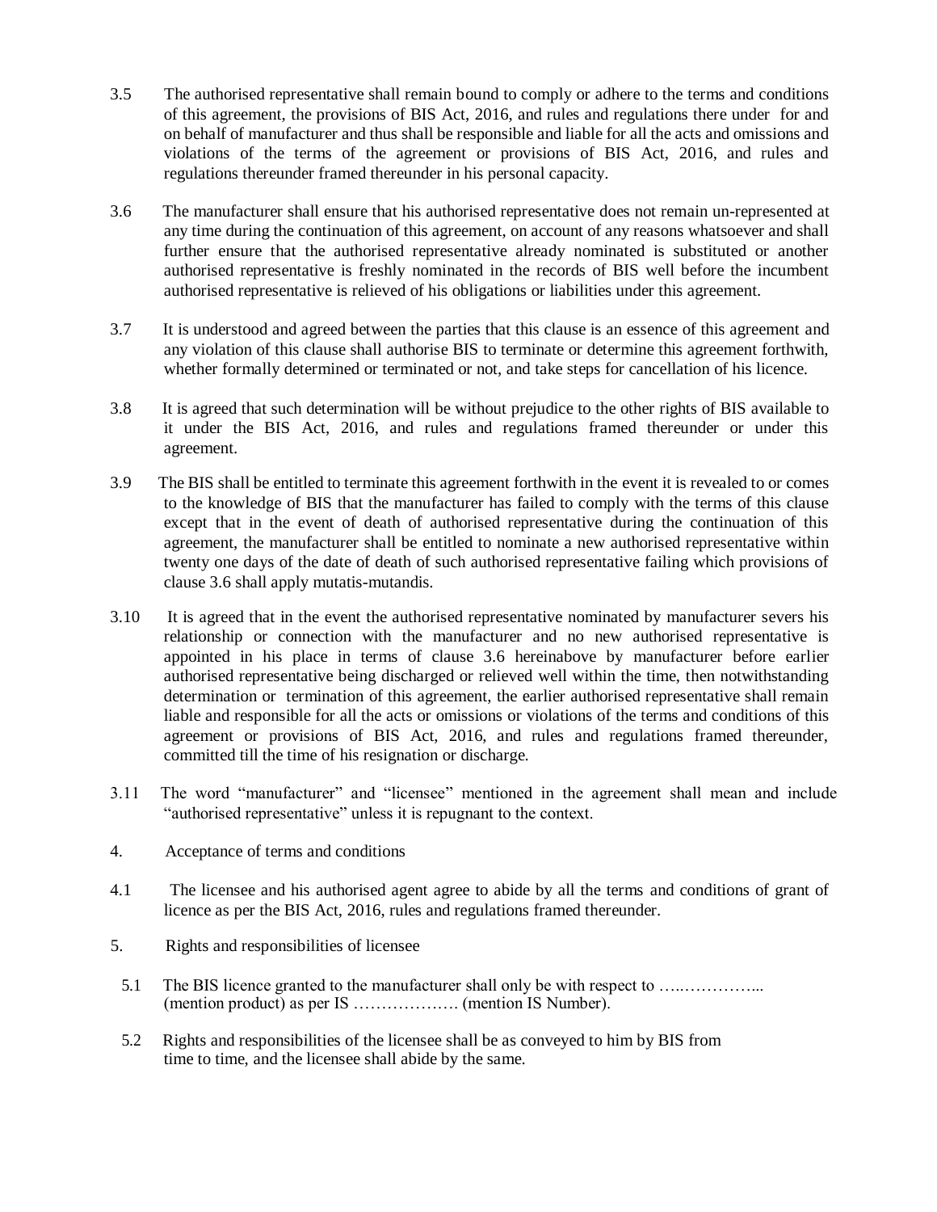3.5 The authorised representative shall remain bound to comply or adhere to the terms and conditions of this agreement, the provisions of BIS Act, 2016, and rules and regulations there under for and on behalf of manufacturer and thus shall be responsible and liable for all the acts and omissions and violations of the terms of the agreement or provisions of BIS Act, 2016, and rules and regulations thereunder framed thereunder in his personal capacity.

3.6 The manufacturer shall ensure that his authorised representative does not remain un-represented at any time during the continuation of this agreement, on account of any reasons whatsoever and shall further ensure that the authorised representative already nominated is substituted or another authorised representative is freshly nominated in the records of BIS well before the incumbent authorised representative is relieved of his obligations or liabilities under this agreement.

3.7 It is understood and agreed between the parties that this clause is an essence of this agreement and any violation of this clause shall authorise BIS to terminate or determine this agreement forthwith, whether formally determined or terminated or not, and take steps for cancellation of his licence.

3.8 It is agreed that such determination will be without prejudice to the other rights of BIS available to it under the BIS Act, 2016, and rules and regulations framed thereunder or under this agreement.

3.9 The BIS shall be entitled to terminate this agreement forthwith in the event it is revealed to or comes to the knowledge of BIS that the manufacturer has failed to comply with the terms of this clause except that in the event of death of authorised representative during the continuation of this agreement, the manufacturer shall be entitled to nominate a new authorised representative within twenty one days of the date of death of such authorised representative failing which provisions of clause 3.6 shall apply mutatis-mutandis.

3.10 It is agreed that in the event the authorised representative nominated by manufacturer severs his relationship or connection with the manufacturer and no new authorised representative is appointed in his place in terms of clause 3.6 hereinabove by manufacturer before earlier authorised representative being discharged or relieved well within the time, then notwithstanding determination or termination of this agreement, the earlier authorised representative shall remain liable and responsible for all the acts or omissions or violations of the terms and conditions of this agreement or provisions of BIS Act, 2016, and rules and regulations framed thereunder, committed till the time of his resignation or discharge.

3.11 The word "manufacturer" and "licensee" mentioned in the agreement shall mean and include "authorised representative" unless it is repugnant to the context.

4. Acceptance of terms and conditions

4.1 The licensee and his authorised agent agree to abide by all the terms and conditions of grant of licence as per the BIS Act, 2016, rules and regulations framed thereunder.

5. Rights and responsibilities of licensee

5.1 The BIS licence granted to the manufacturer shall only be with respect to …..…………... (mention product) as per IS ………………. (mention IS Number).

5.2 Rights and responsibilities of the licensee shall be as conveyed to him by BIS from time to time, and the licensee shall abide by the same.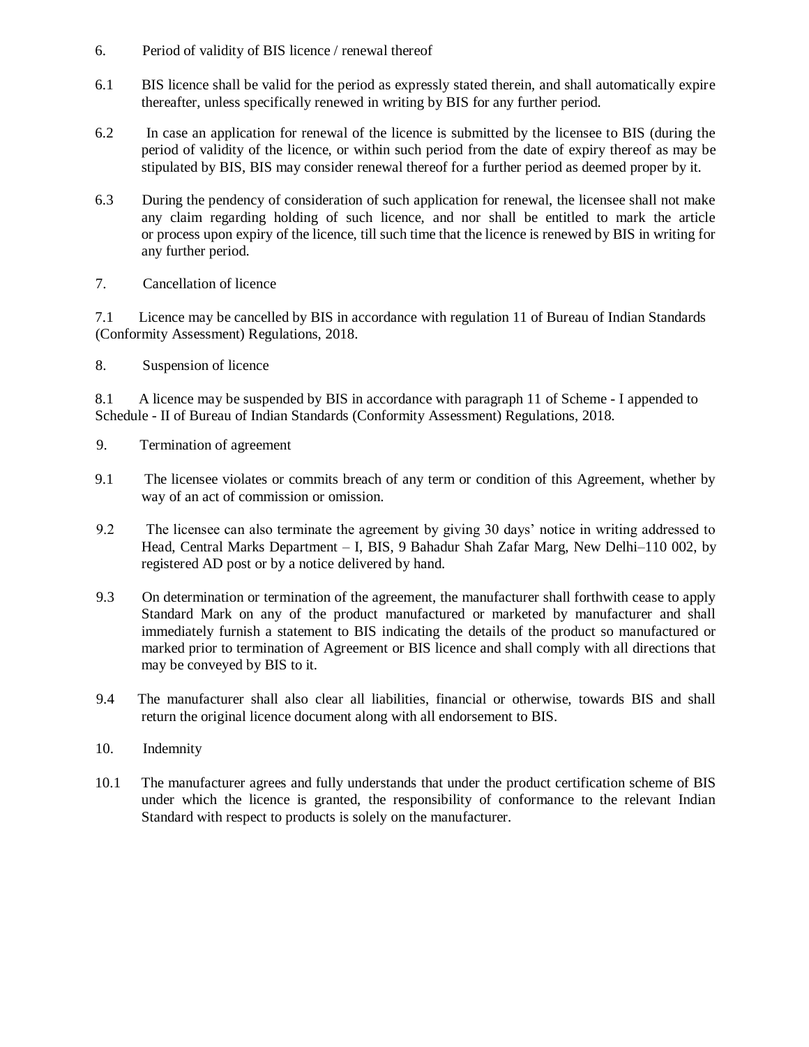6. Period of validity of BIS licence / renewal thereof

6.1 BIS licence shall be valid for the period as expressly stated therein, and shall automatically expire thereafter, unless specifically renewed in writing by BIS for any further period.

6.2 In case an application for renewal of the licence is submitted by the licensee to BIS (during the period of validity of the licence, or within such period from the date of expiry thereof as may be stipulated by BIS, BIS may consider renewal thereof for a further period as deemed proper by it.

6.3 During the pendency of consideration of such application for renewal, the licensee shall not make any claim regarding holding of such licence, and nor shall be entitled to mark the article or process upon expiry of the licence, till such time that the licence is renewed by BIS in writing for any further period.

7. Cancellation of licence

7.1 Licence may be cancelled by BIS in accordance with regulation 11 of Bureau of Indian Standards (Conformity Assessment) Regulations, 2018.

8. Suspension of licence

8.1 A licence may be suspended by BIS in accordance with paragraph 11 of Scheme - I appended to Schedule - II of Bureau of Indian Standards (Conformity Assessment) Regulations, 2018.

9. Termination of agreement

9.1 The licensee violates or commits breach of any term or condition of this Agreement, whether by way of an act of commission or omission.

9.2 The licensee can also terminate the agreement by giving 30 days' notice in writing addressed to Head, Central Marks Department – I, BIS, 9 Bahadur Shah Zafar Marg, New Delhi–110 002, by registered AD post or by a notice delivered by hand.

9.3 On determination or termination of the agreement, the manufacturer shall forthwith cease to apply Standard Mark on any of the product manufactured or marketed by manufacturer and shall immediately furnish a statement to BIS indicating the details of the product so manufactured or marked prior to termination of Agreement or BIS licence and shall comply with all directions that may be conveyed by BIS to it.

9.4 The manufacturer shall also clear all liabilities, financial or otherwise, towards BIS and shall return the original licence document along with all endorsement to BIS.

10. Indemnity

10.1 The manufacturer agrees and fully understands that under the product certification scheme of BIS under which the licence is granted, the responsibility of conformance to the relevant Indian Standard with respect to products is solely on the manufacturer.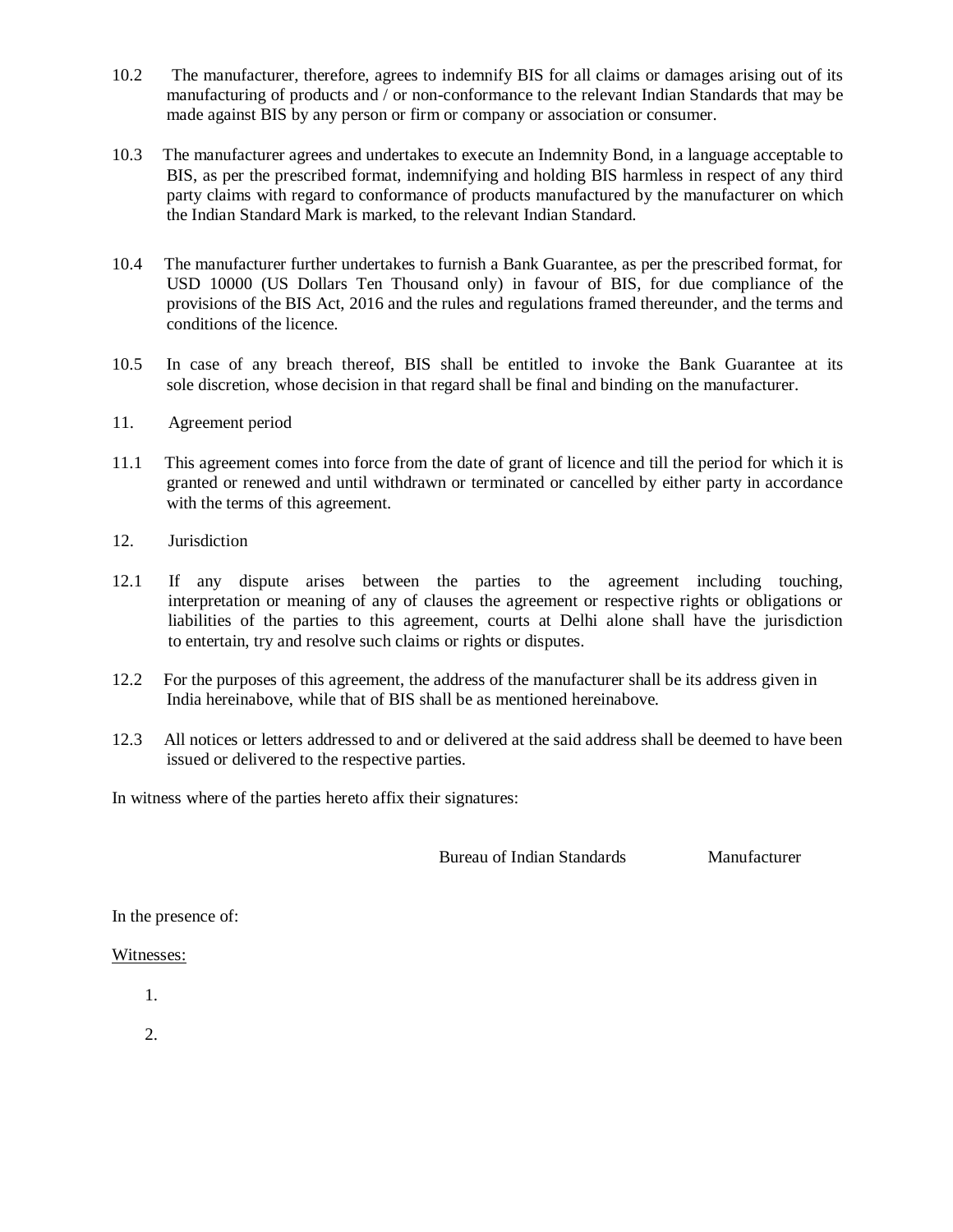10.2 The manufacturer, therefore, agrees to indemnify BIS for all claims or damages arising out of its manufacturing of products and / or non-conformance to the relevant Indian Standards that may be made against BIS by any person or firm or company or association or consumer.

10.3 The manufacturer agrees and undertakes to execute an Indemnity Bond, in a language acceptable to BIS, as per the prescribed format, indemnifying and holding BIS harmless in respect of any third party claims with regard to conformance of products manufactured by the manufacturer on which the Indian Standard Mark is marked, to the relevant Indian Standard.

10.4 The manufacturer further undertakes to furnish a Bank Guarantee, as per the prescribed format, for USD 10000 (US Dollars Ten Thousand only) in favour of BIS, for due compliance of the provisions of the BIS Act, 2016 and the rules and regulations framed thereunder, and the terms and conditions of the licence.

10.5 In case of any breach thereof, BIS shall be entitled to invoke the Bank Guarantee at its sole discretion, whose decision in that regard shall be final and binding on the manufacturer.

11. Agreement period

11.1 This agreement comes into force from the date of grant of licence and till the period for which it is granted or renewed and until withdrawn or terminated or cancelled by either party in accordance with the terms of this agreement.

12. Jurisdiction

12.1 If any dispute arises between the parties to the agreement including touching, interpretation or meaning of any of clauses the agreement or respective rights or obligations or liabilities of the parties to this agreement, courts at Delhi alone shall have the jurisdiction to entertain, try and resolve such claims or rights or disputes.

12.2 For the purposes of this agreement, the address of the manufacturer shall be its address given in India hereinabove, while that of BIS shall be as mentioned hereinabove.

12.3 All notices or letters addressed to and or delivered at the said address shall be deemed to have been issued or delivered to the respective parties.

In witness where of the parties hereto affix their signatures:

Bureau of Indian Standards     Manufacturer

In the presence of:

Witnesses:

1.

2.